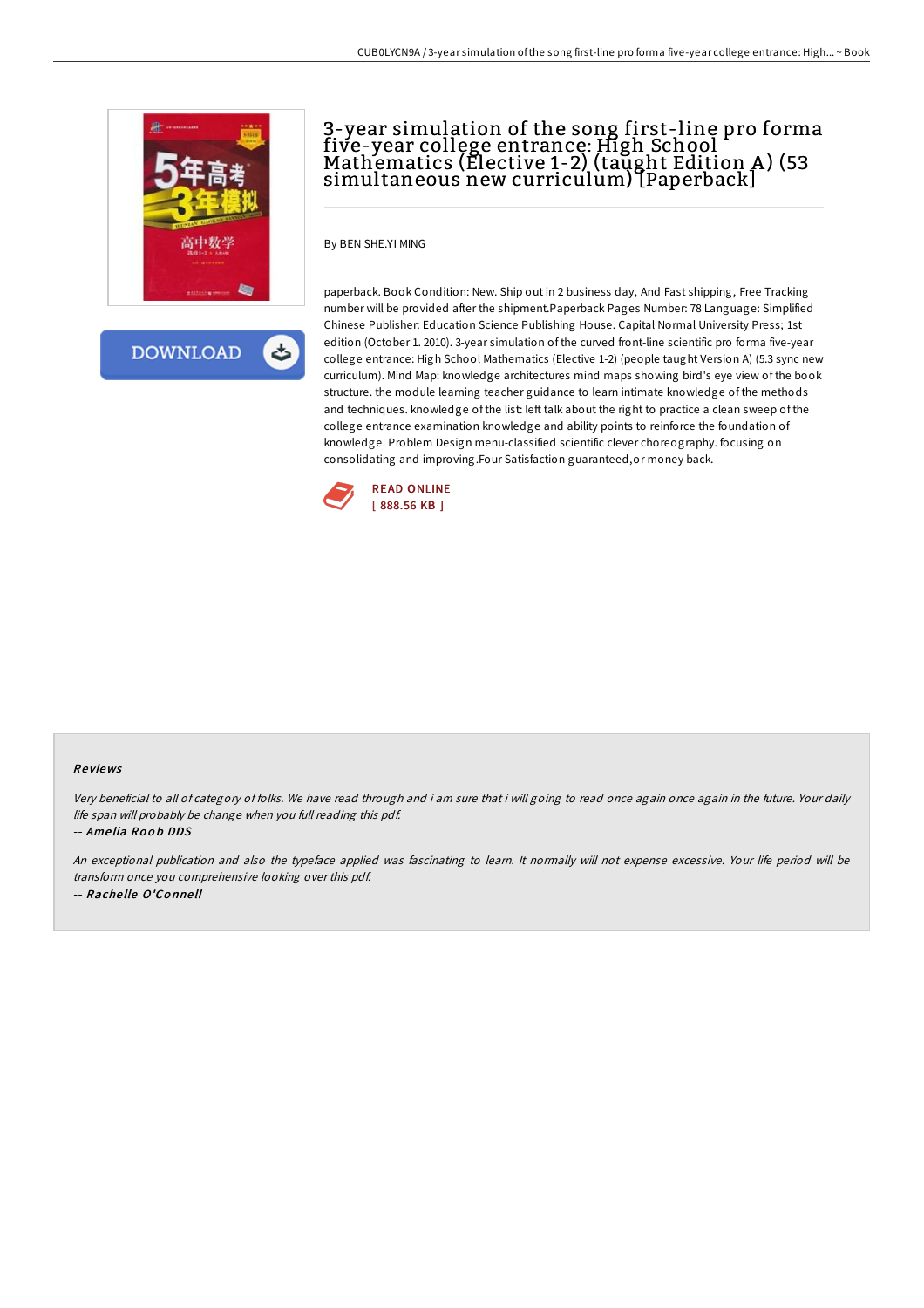# 3-year simulation of the song first-line pro forma five-year college entrance: High School Mathematics (Elective 1-2) (taught Edition A) (53 simultaneous new curriculum) [Paperback]

By BEN SHE.YI MING

paperback. Book Condition: New. Ship out in 2 business day, And Fast shipping, Free Tracking number will be provided after the shipment.Paperback Pages Number: 78 Language: Simplified Chinese Publisher: Education Science Publishing House. Capital Normal University Press; 1st edition (October 1. 2010). 3-year simulation of the curved front-line scientific pro forma five-year college entrance: High School Mathematics (Elective 1-2) (people taught Version A) (5.3 sync new curriculum). Mind Map: knowledge architectures mind maps showing bird's eye view of the book structure. the module learning teacher guidance to learn intimate knowledge of the methods and techniques. knowledge of the list: left talk about the right to practice a clean sweep of the college entrance examination knowledge and ability points to reinforce the foundation of knowledge. Problem Design menu-classified scientific clever choreography. focusing on consolidating and improving.Four Satisfaction guaranteed,or money back.

READ ONLINE
[ 888.56 KB ]

## Reviews

*Very beneficial to all of category of folks. We have read through and i am sure that i will going to read once again once again in the future. Your daily life span will probably be change when you full reading this pdf.*

-- ***Amelia Roob DDS***

*An exceptional publication and also the typeface applied was fascinating to learn. It normally will not expense excessive. Your life period will be transform once you comprehensive looking over this pdf.*

-- ***Rachelle O'Connell***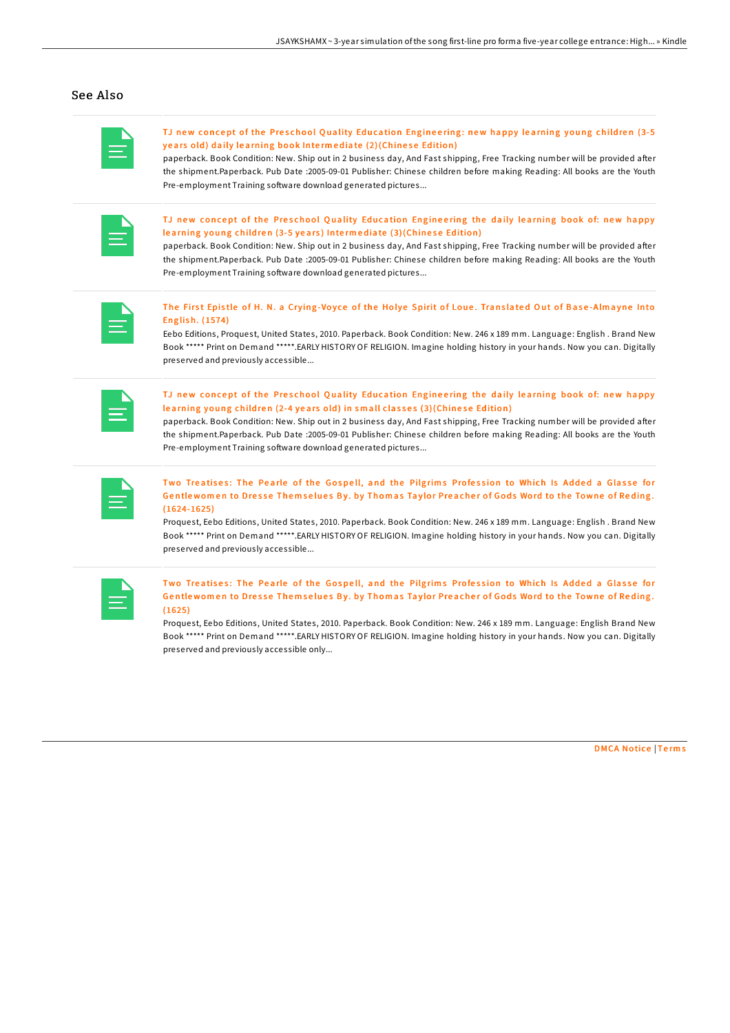## See Also

**TJ new concept of the Preschool Quality Education Engineering: new happy learning young children (3-5 years old) daily learning book Intermediate (2)(Chinese Edition)**

paperback. Book Condition: New. Ship out in 2 business day, And Fast shipping, Free Tracking number will be provided after the shipment.Paperback. Pub Date :2005-09-01 Publisher: Chinese children before making Reading: All books are the Youth Pre-employment Training software download generated pictures...

**TJ new concept of the Preschool Quality Education Engineering the daily learning book of: new happy learning young children (3-5 years) Intermediate (3)(Chinese Edition)**

paperback. Book Condition: New. Ship out in 2 business day, And Fast shipping, Free Tracking number will be provided after the shipment.Paperback. Pub Date :2005-09-01 Publisher: Chinese children before making Reading: All books are the Youth Pre-employment Training software download generated pictures...

**The First Epistle of H. N. a Crying-Voyce of the Holye Spirit of Loue. Translated Out of Base-Almayne Into English. (1574)**

Eebo Editions, Proquest, United States, 2010. Paperback. Book Condition: New. 246 x 189 mm. Language: English . Brand New Book ***** Print on Demand *****.EARLY HISTORY OF RELIGION. Imagine holding history in your hands. Now you can. Digitally preserved and previously accessible...

**TJ new concept of the Preschool Quality Education Engineering the daily learning book of: new happy learning young children (2-4 years old) in small classes (3)(Chinese Edition)**

paperback. Book Condition: New. Ship out in 2 business day, And Fast shipping, Free Tracking number will be provided after the shipment.Paperback. Pub Date :2005-09-01 Publisher: Chinese children before making Reading: All books are the Youth Pre-employment Training software download generated pictures...

**Two Treatises: The Pearle of the Gospell, and the Pilgrims Profession to Which Is Added a Glasse for Gentlewomen to Dresse Themselues By. by Thomas Taylor Preacher of Gods Word to the Towne of Reding. (1624-1625)**

Proquest, Eebo Editions, United States, 2010. Paperback. Book Condition: New. 246 x 189 mm. Language: English . Brand New Book ***** Print on Demand *****.EARLY HISTORY OF RELIGION. Imagine holding history in your hands. Now you can. Digitally preserved and previously accessible...

**Two Treatises: The Pearle of the Gospell, and the Pilgrims Profession to Which Is Added a Glasse for Gentlewomen to Dresse Themselues By. by Thomas Taylor Preacher of Gods Word to the Towne of Reding. (1625)**

Proquest, Eebo Editions, United States, 2010. Paperback. Book Condition: New. 246 x 189 mm. Language: English Brand New Book ***** Print on Demand *****.EARLY HISTORY OF RELIGION. Imagine holding history in your hands. Now you can. Digitally preserved and previously accessible only...

DMCA Notice | Terms